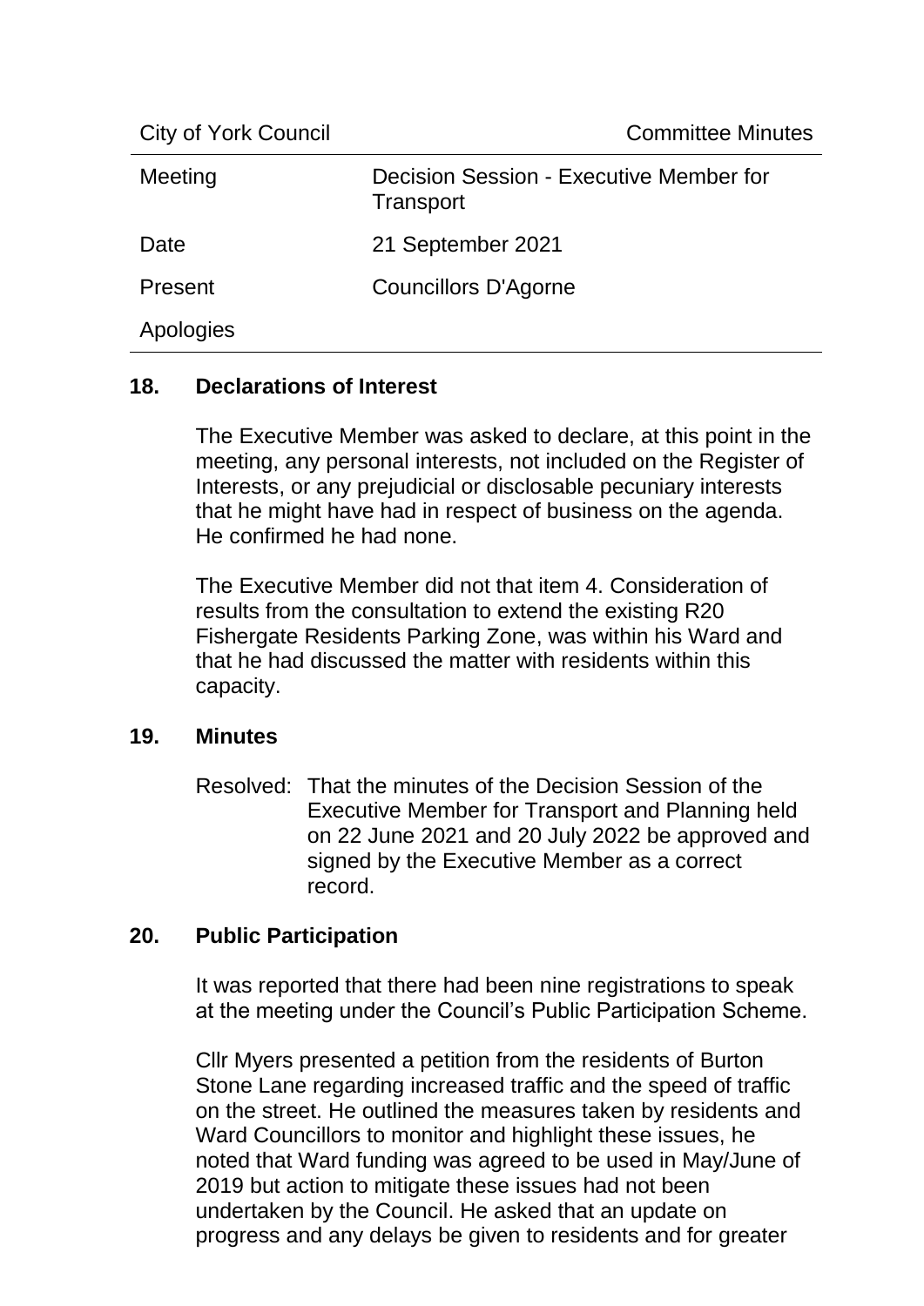| City of York Council | Committee Minutes |
| --- | --- |
| Meeting | Decision Session - Executive Member for Transport |
| Date | 21 September 2021 |
| Present | Councillors D'Agorne |
| Apologies | |

## 18. Declarations of Interest

The Executive Member was asked to declare, at this point in the meeting, any personal interests, not included on the Register of Interests, or any prejudicial or disclosable pecuniary interests that he might have had in respect of business on the agenda. He confirmed he had none.

The Executive Member did not that item 4. Consideration of results from the consultation to extend the existing R20 Fishergate Residents Parking Zone, was within his Ward and that he had discussed the matter with residents within this capacity.

## 19. Minutes

Resolved: That the minutes of the Decision Session of the Executive Member for Transport and Planning held on 22 June 2021 and 20 July 2022 be approved and signed by the Executive Member as a correct record.

## 20. Public Participation

It was reported that there had been nine registrations to speak at the meeting under the Council's Public Participation Scheme.

Cllr Myers presented a petition from the residents of Burton Stone Lane regarding increased traffic and the speed of traffic on the street. He outlined the measures taken by residents and Ward Councillors to monitor and highlight these issues, he noted that Ward funding was agreed to be used in May/June of 2019 but action to mitigate these issues had not been undertaken by the Council. He asked that an update on progress and any delays be given to residents and for greater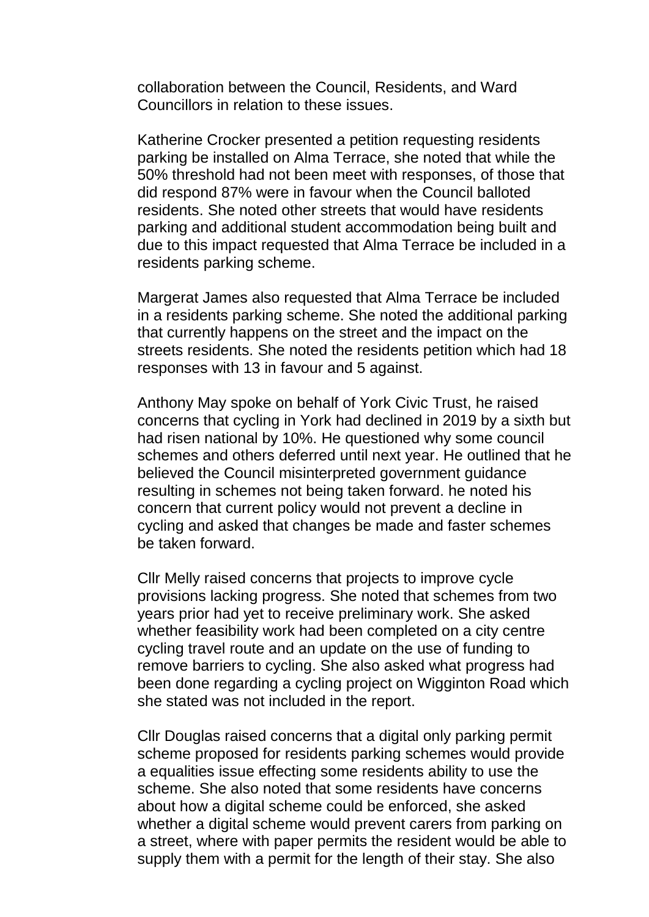collaboration between the Council, Residents, and Ward Councillors in relation to these issues.

Katherine Crocker presented a petition requesting residents parking be installed on Alma Terrace, she noted that while the 50% threshold had not been meet with responses, of those that did respond 87% were in favour when the Council balloted residents. She noted other streets that would have residents parking and additional student accommodation being built and due to this impact requested that Alma Terrace be included in a residents parking scheme.

Margerat James also requested that Alma Terrace be included in a residents parking scheme. She noted the additional parking that currently happens on the street and the impact on the streets residents. She noted the residents petition which had 18 responses with 13 in favour and 5 against.

Anthony May spoke on behalf of York Civic Trust, he raised concerns that cycling in York had declined in 2019 by a sixth but had risen national by 10%. He questioned why some council schemes and others deferred until next year. He outlined that he believed the Council misinterpreted government guidance resulting in schemes not being taken forward. he noted his concern that current policy would not prevent a decline in cycling and asked that changes be made and faster schemes be taken forward.

Cllr Melly raised concerns that projects to improve cycle provisions lacking progress. She noted that schemes from two years prior had yet to receive preliminary work. She asked whether feasibility work had been completed on a city centre cycling travel route and an update on the use of funding to remove barriers to cycling. She also asked what progress had been done regarding a cycling project on Wigginton Road which she stated was not included in the report.

Cllr Douglas raised concerns that a digital only parking permit scheme proposed for residents parking schemes would provide a equalities issue effecting some residents ability to use the scheme. She also noted that some residents have concerns about how a digital scheme could be enforced, she asked whether a digital scheme would prevent carers from parking on a street, where with paper permits the resident would be able to supply them with a permit for the length of their stay. She also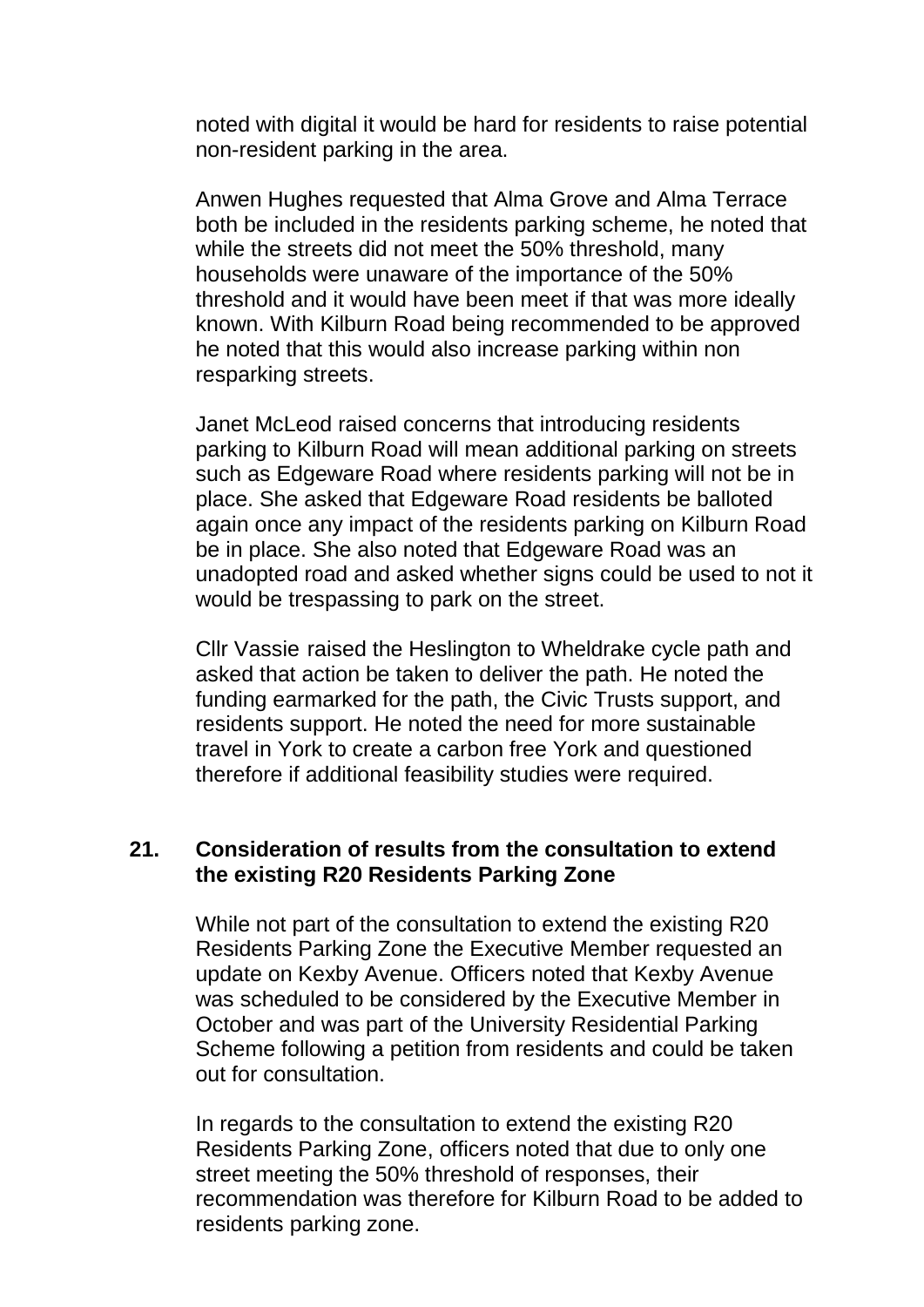noted with digital it would be hard for residents to raise potential non-resident parking in the area.

Anwen Hughes requested that Alma Grove and Alma Terrace both be included in the residents parking scheme, he noted that while the streets did not meet the 50% threshold, many households were unaware of the importance of the 50% threshold and it would have been meet if that was more ideally known. With Kilburn Road being recommended to be approved he noted that this would also increase parking within non resparking streets.

Janet McLeod raised concerns that introducing residents parking to Kilburn Road will mean additional parking on streets such as Edgeware Road where residents parking will not be in place. She asked that Edgeware Road residents be balloted again once any impact of the residents parking on Kilburn Road be in place. She also noted that Edgeware Road was an unadopted road and asked whether signs could be used to not it would be trespassing to park on the street.

Cllr Vassie raised the Heslington to Wheldrake cycle path and asked that action be taken to deliver the path. He noted the funding earmarked for the path, the Civic Trusts support, and residents support. He noted the need for more sustainable travel in York to create a carbon free York and questioned therefore if additional feasibility studies were required.

## 21. Consideration of results from the consultation to extend the existing R20 Residents Parking Zone

While not part of the consultation to extend the existing R20 Residents Parking Zone the Executive Member requested an update on Kexby Avenue. Officers noted that Kexby Avenue was scheduled to be considered by the Executive Member in October and was part of the University Residential Parking Scheme following a petition from residents and could be taken out for consultation.

In regards to the consultation to extend the existing R20 Residents Parking Zone, officers noted that due to only one street meeting the 50% threshold of responses, their recommendation was therefore for Kilburn Road to be added to residents parking zone.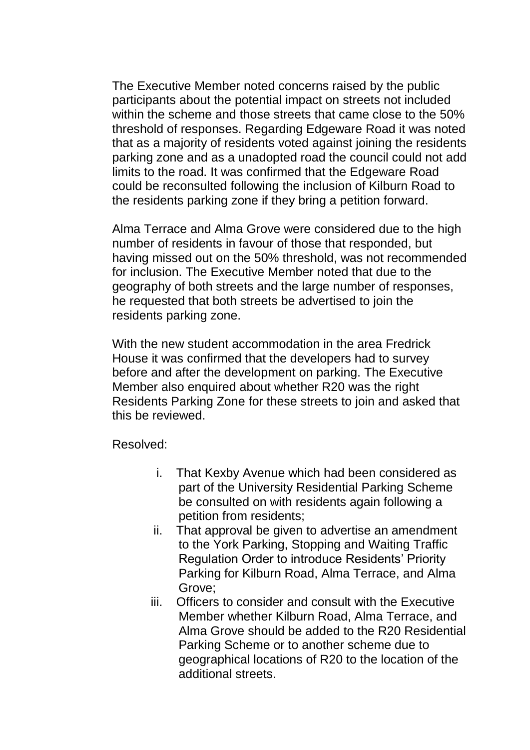The Executive Member noted concerns raised by the public participants about the potential impact on streets not included within the scheme and those streets that came close to the 50% threshold of responses. Regarding Edgeware Road it was noted that as a majority of residents voted against joining the residents parking zone and as a unadopted road the council could not add limits to the road. It was confirmed that the Edgeware Road could be reconsulted following the inclusion of Kilburn Road to the residents parking zone if they bring a petition forward.

Alma Terrace and Alma Grove were considered due to the high number of residents in favour of those that responded, but having missed out on the 50% threshold, was not recommended for inclusion. The Executive Member noted that due to the geography of both streets and the large number of responses, he requested that both streets be advertised to join the residents parking zone.

With the new student accommodation in the area Fredrick House it was confirmed that the developers had to survey before and after the development on parking. The Executive Member also enquired about whether R20 was the right Residents Parking Zone for these streets to join and asked that this be reviewed.

Resolved:

i. That Kexby Avenue which had been considered as part of the University Residential Parking Scheme be consulted on with residents again following a petition from residents;

ii. That approval be given to advertise an amendment to the York Parking, Stopping and Waiting Traffic Regulation Order to introduce Residents' Priority Parking for Kilburn Road, Alma Terrace, and Alma Grove;

iii. Officers to consider and consult with the Executive Member whether Kilburn Road, Alma Terrace, and Alma Grove should be added to the R20 Residential Parking Scheme or to another scheme due to geographical locations of R20 to the location of the additional streets.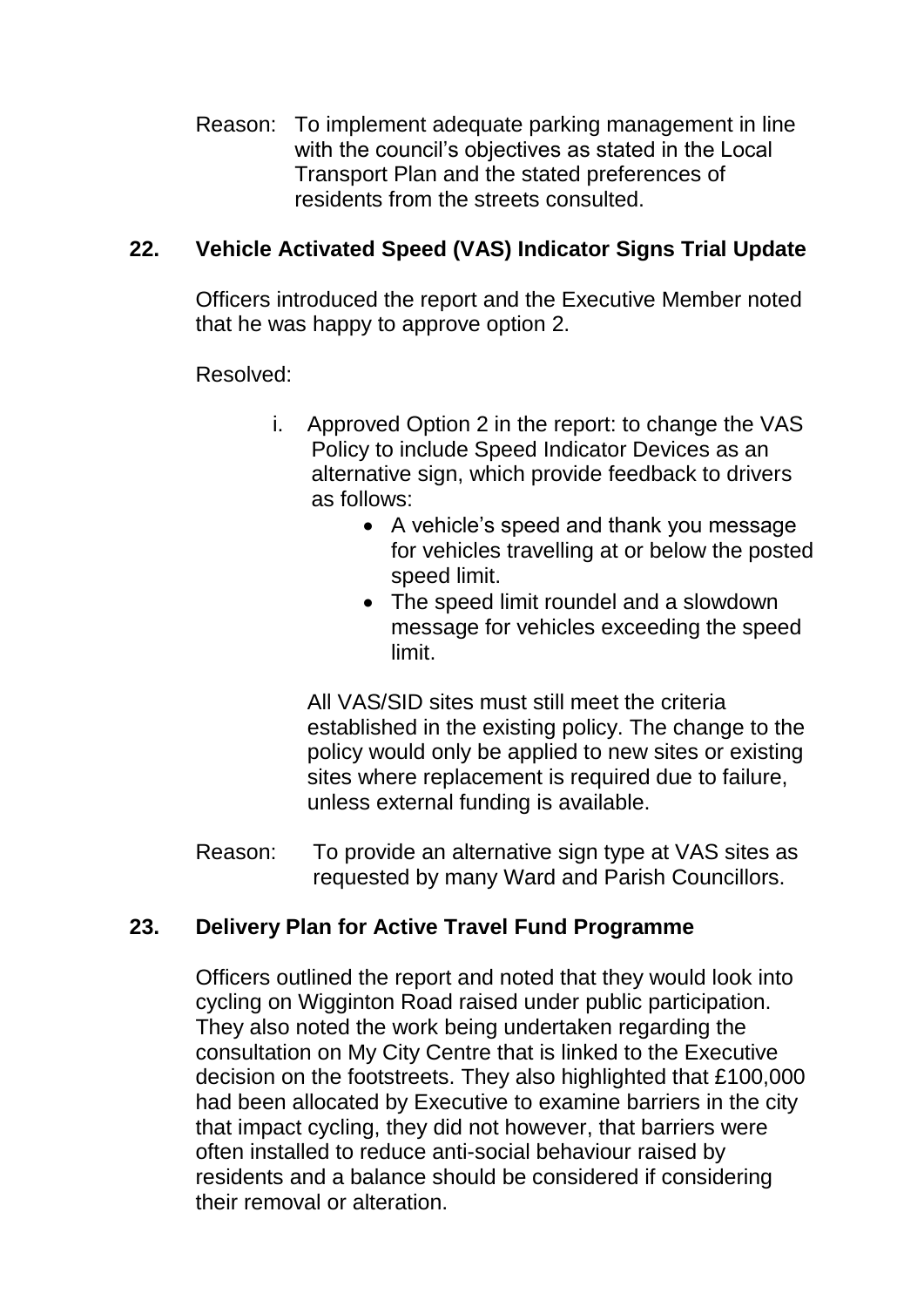Reason: To implement adequate parking management in line with the council's objectives as stated in the Local Transport Plan and the stated preferences of residents from the streets consulted.

## 22. Vehicle Activated Speed (VAS) Indicator Signs Trial Update

Officers introduced the report and the Executive Member noted that he was happy to approve option 2.

Resolved:

i. Approved Option 2 in the report: to change the VAS Policy to include Speed Indicator Devices as an alternative sign, which provide feedback to drivers as follows:
   - A vehicle's speed and thank you message for vehicles travelling at or below the posted speed limit.
   - The speed limit roundel and a slowdown message for vehicles exceeding the speed limit.

   All VAS/SID sites must still meet the criteria established in the existing policy. The change to the policy would only be applied to new sites or existing sites where replacement is required due to failure, unless external funding is available.

Reason: To provide an alternative sign type at VAS sites as requested by many Ward and Parish Councillors.

## 23. Delivery Plan for Active Travel Fund Programme

Officers outlined the report and noted that they would look into cycling on Wigginton Road raised under public participation. They also noted the work being undertaken regarding the consultation on My City Centre that is linked to the Executive decision on the footstreets. They also highlighted that £100,000 had been allocated by Executive to examine barriers in the city that impact cycling, they did not however, that barriers were often installed to reduce anti-social behaviour raised by residents and a balance should be considered if considering their removal or alteration.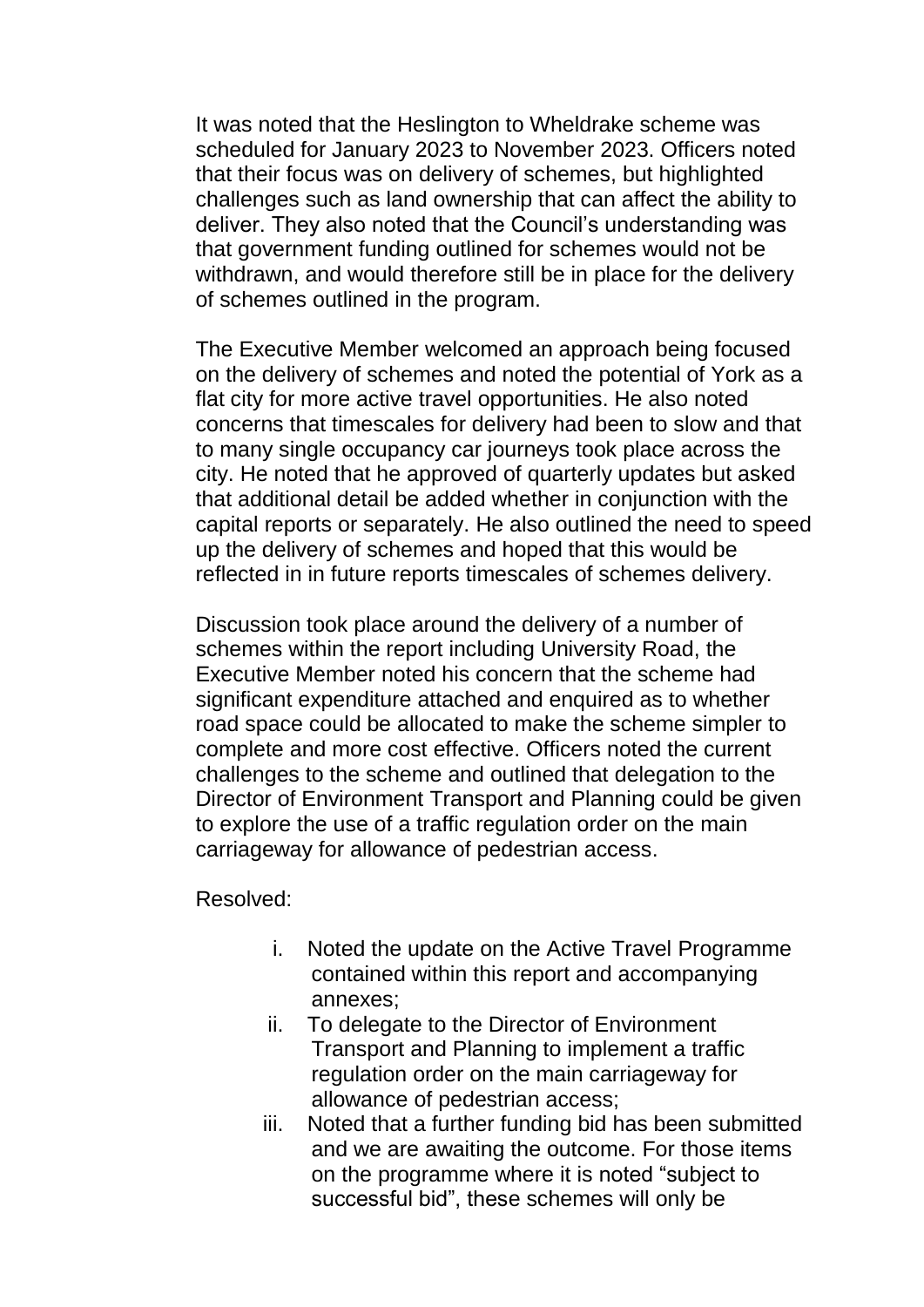It was noted that the Heslington to Wheldrake scheme was scheduled for January 2023 to November 2023. Officers noted that their focus was on delivery of schemes, but highlighted challenges such as land ownership that can affect the ability to deliver. They also noted that the Council's understanding was that government funding outlined for schemes would not be withdrawn, and would therefore still be in place for the delivery of schemes outlined in the program.

The Executive Member welcomed an approach being focused on the delivery of schemes and noted the potential of York as a flat city for more active travel opportunities. He also noted concerns that timescales for delivery had been to slow and that to many single occupancy car journeys took place across the city. He noted that he approved of quarterly updates but asked that additional detail be added whether in conjunction with the capital reports or separately. He also outlined the need to speed up the delivery of schemes and hoped that this would be reflected in in future reports timescales of schemes delivery.

Discussion took place around the delivery of a number of schemes within the report including University Road, the Executive Member noted his concern that the scheme had significant expenditure attached and enquired as to whether road space could be allocated to make the scheme simpler to complete and more cost effective. Officers noted the current challenges to the scheme and outlined that delegation to the Director of Environment Transport and Planning could be given to explore the use of a traffic regulation order on the main carriageway for allowance of pedestrian access.

Resolved:

i. Noted the update on the Active Travel Programme contained within this report and accompanying annexes;

ii. To delegate to the Director of Environment Transport and Planning to implement a traffic regulation order on the main carriageway for allowance of pedestrian access;

iii. Noted that a further funding bid has been submitted and we are awaiting the outcome. For those items on the programme where it is noted "subject to successful bid", these schemes will only be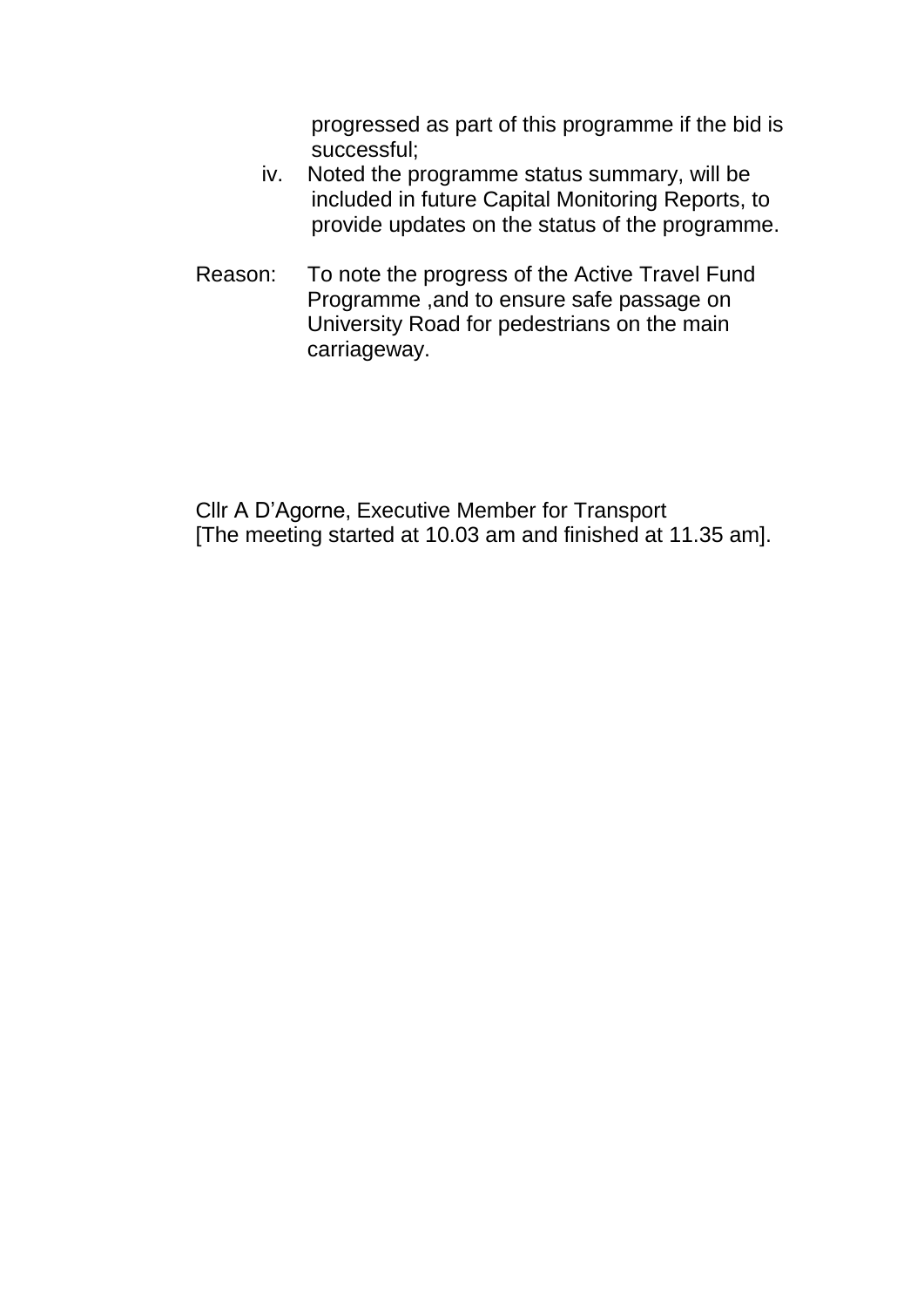progressed as part of this programme if the bid is successful;

iv. Noted the programme status summary, will be included in future Capital Monitoring Reports, to provide updates on the status of the programme.

Reason: To note the progress of the Active Travel Fund Programme ,and to ensure safe passage on University Road for pedestrians on the main carriageway.

Cllr A D'Agorne, Executive Member for Transport
[The meeting started at 10.03 am and finished at 11.35 am].